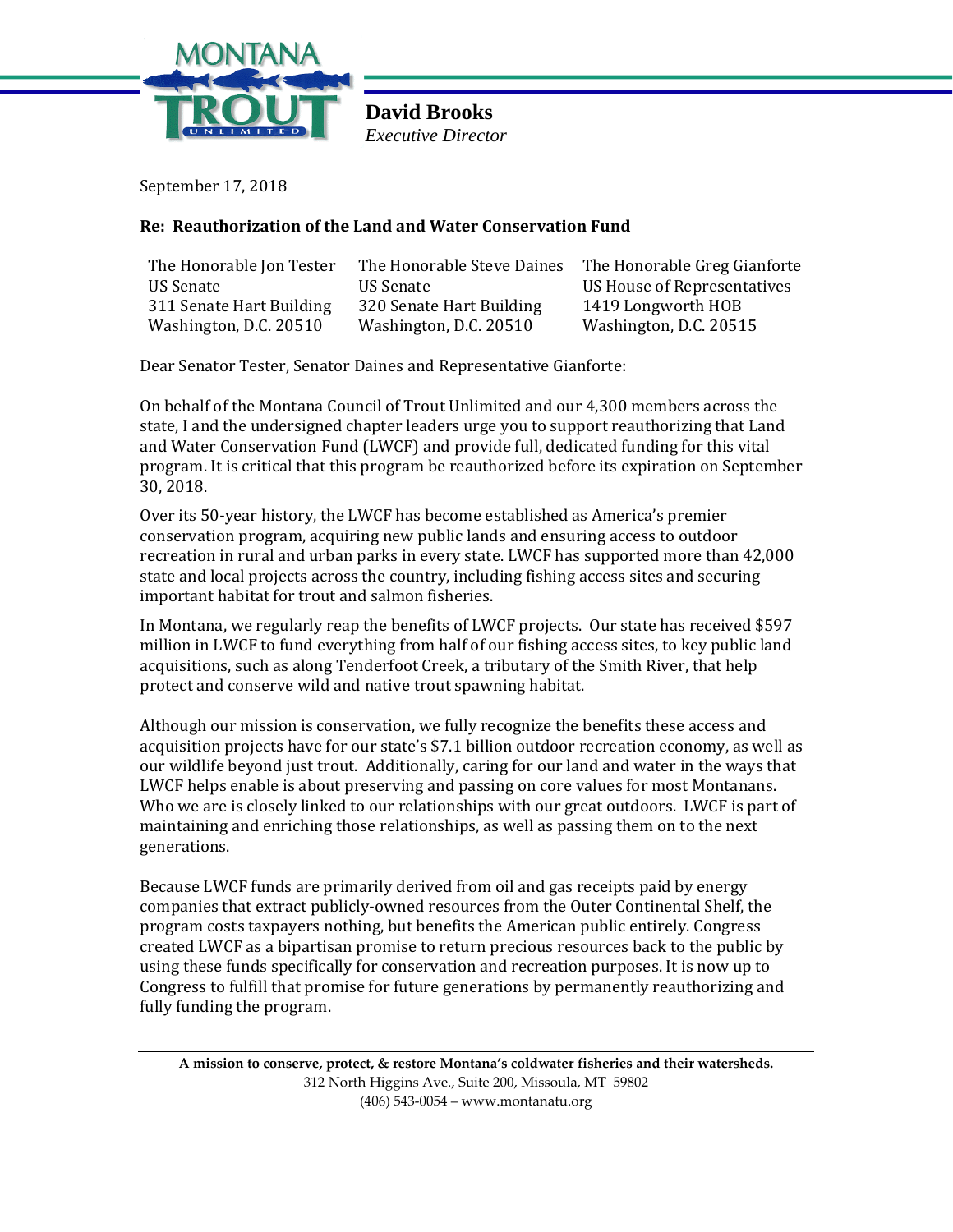MONTANA TROUT UNLIMITED

**David Brooks**
*Executive Director*

September 17, 2018

**Re: Reauthorization of the Land and Water Conservation Fund**

The Honorable Jon Tester
US Senate
311 Senate Hart Building
Washington, D.C. 20510

The Honorable Steve Daines
US Senate
320 Senate Hart Building
Washington, D.C. 20510

The Honorable Greg Gianforte
US House of Representatives
1419 Longworth HOB
Washington, D.C. 20515

Dear Senator Tester, Senator Daines and Representative Gianforte:

On behalf of the Montana Council of Trout Unlimited and our 4,300 members across the state, I and the undersigned chapter leaders urge you to support reauthorizing that Land and Water Conservation Fund (LWCF) and provide full, dedicated funding for this vital program. It is critical that this program be reauthorized before its expiration on September 30, 2018.

Over its 50-year history, the LWCF has become established as America's premier conservation program, acquiring new public lands and ensuring access to outdoor recreation in rural and urban parks in every state. LWCF has supported more than 42,000 state and local projects across the country, including fishing access sites and securing important habitat for trout and salmon fisheries.

In Montana, we regularly reap the benefits of LWCF projects. Our state has received $597 million in LWCF to fund everything from half of our fishing access sites, to key public land acquisitions, such as along Tenderfoot Creek, a tributary of the Smith River, that help protect and conserve wild and native trout spawning habitat.

Although our mission is conservation, we fully recognize the benefits these access and acquisition projects have for our state's $7.1 billion outdoor recreation economy, as well as our wildlife beyond just trout. Additionally, caring for our land and water in the ways that LWCF helps enable is about preserving and passing on core values for most Montanans. Who we are is closely linked to our relationships with our great outdoors. LWCF is part of maintaining and enriching those relationships, as well as passing them on to the next generations.

Because LWCF funds are primarily derived from oil and gas receipts paid by energy companies that extract publicly-owned resources from the Outer Continental Shelf, the program costs taxpayers nothing, but benefits the American public entirely. Congress created LWCF as a bipartisan promise to return precious resources back to the public by using these funds specifically for conservation and recreation purposes. It is now up to Congress to fulfill that promise for future generations by permanently reauthorizing and fully funding the program.

**A mission to conserve, protect, & restore Montana's coldwater fisheries and their watersheds.**
312 North Higgins Ave., Suite 200, Missoula, MT 59802
(406) 543-0054 – www.montanatu.org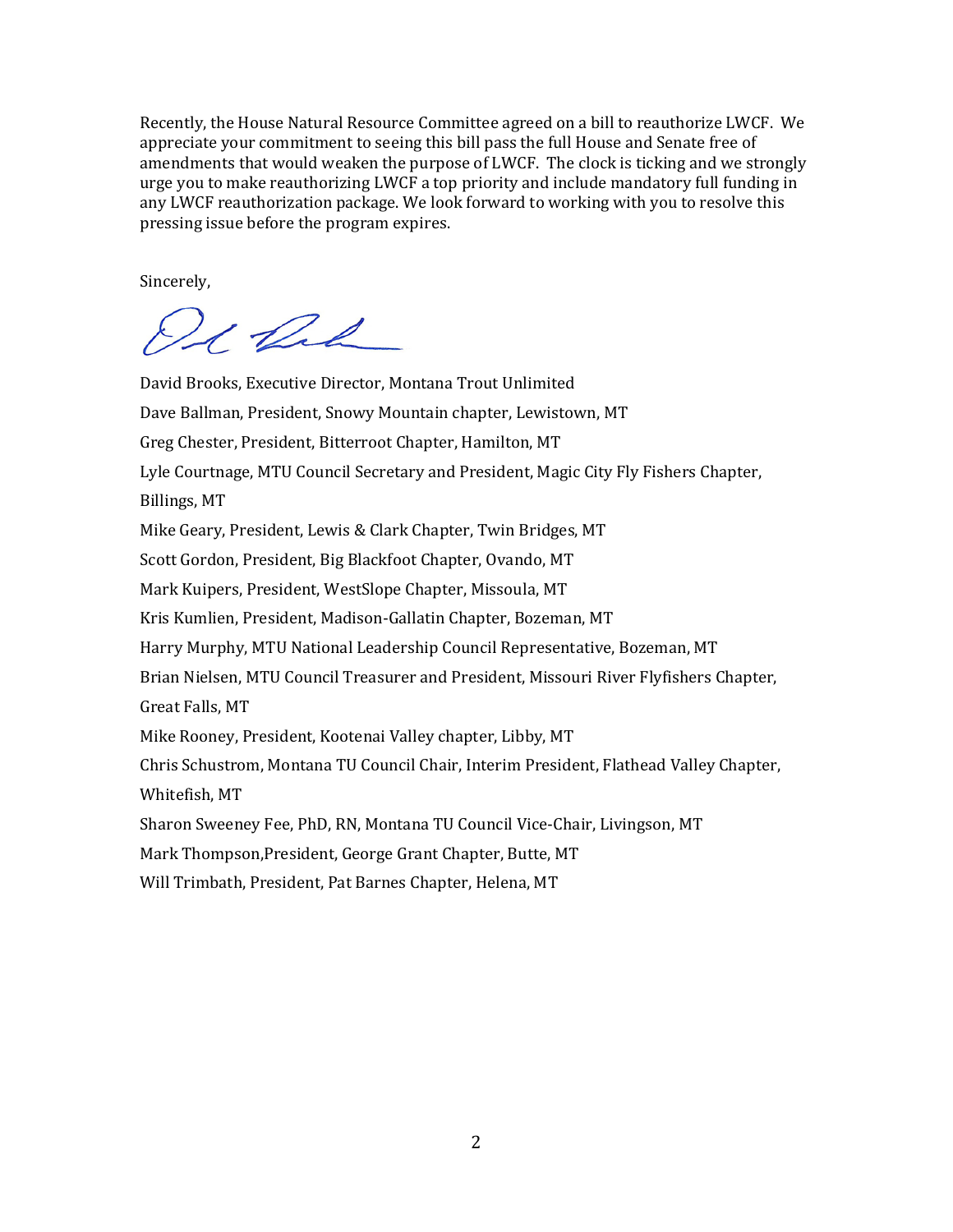Recently, the House Natural Resource Committee agreed on a bill to reauthorize LWCF. We appreciate your commitment to seeing this bill pass the full House and Senate free of amendments that would weaken the purpose of LWCF. The clock is ticking and we strongly urge you to make reauthorizing LWCF a top priority and include mandatory full funding in any LWCF reauthorization package. We look forward to working with you to resolve this pressing issue before the program expires.

Sincerely,

David Brooks, Executive Director, Montana Trout Unlimited

Dave Ballman, President, Snowy Mountain chapter, Lewistown, MT

Greg Chester, President, Bitterroot Chapter, Hamilton, MT

Lyle Courtnage, MTU Council Secretary and President, Magic City Fly Fishers Chapter, Billings, MT

Mike Geary, President, Lewis & Clark Chapter, Twin Bridges, MT

Scott Gordon, President, Big Blackfoot Chapter, Ovando, MT

Mark Kuipers, President, WestSlope Chapter, Missoula, MT

Kris Kumlien, President, Madison-Gallatin Chapter, Bozeman, MT

Harry Murphy, MTU National Leadership Council Representative, Bozeman, MT

Brian Nielsen, MTU Council Treasurer and President, Missouri River Flyfishers Chapter, Great Falls, MT

Mike Rooney, President, Kootenai Valley chapter, Libby, MT

Chris Schustrom, Montana TU Council Chair, Interim President, Flathead Valley Chapter, Whitefish, MT

Sharon Sweeney Fee, PhD, RN, Montana TU Council Vice-Chair, Livingson, MT

Mark Thompson,President, George Grant Chapter, Butte, MT

Will Trimbath, President, Pat Barnes Chapter, Helena, MT